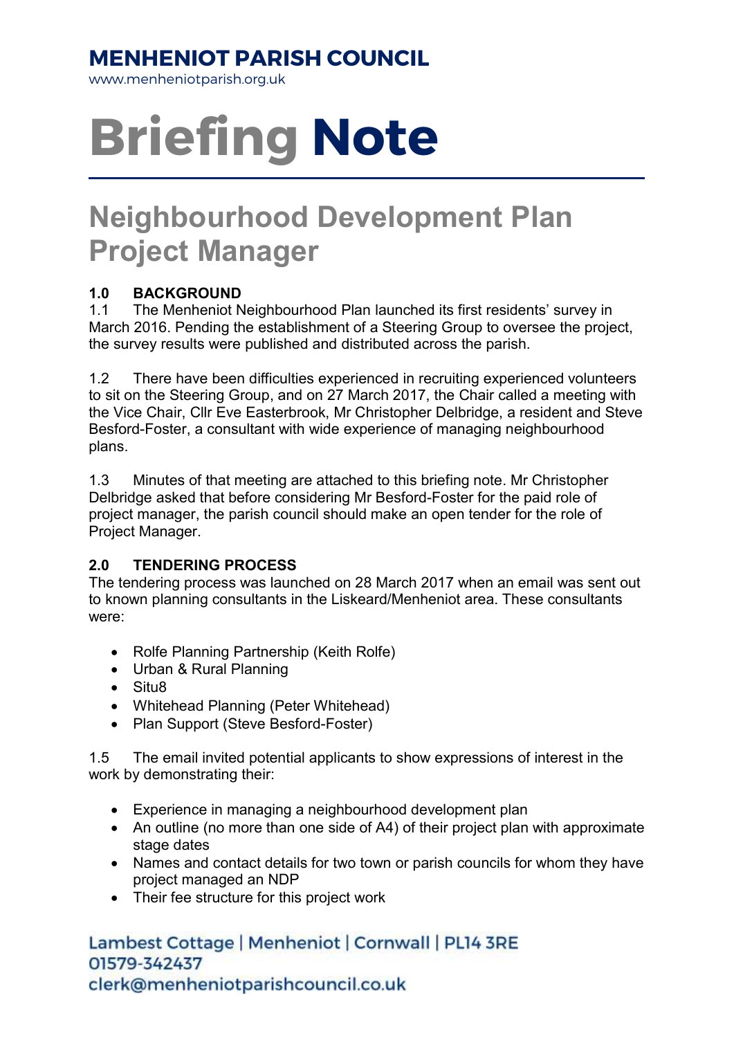# MENHENIOT PARISH COUNCIL

www.menheniotparish.org.uk

# Briefing Note

## Neighbourhood Development Plan Project Manager

### 1.0 BACKGROUND

1.1 The Menheniot Neighbourhood Plan launched its first residents' survey in March 2016. Pending the establishment of a Steering Group to oversee the project, the survey results were published and distributed across the parish.

1.2 There have been difficulties experienced in recruiting experienced volunteers to sit on the Steering Group, and on 27 March 2017, the Chair called a meeting with the Vice Chair, Cllr Eve Easterbrook, Mr Christopher Delbridge, a resident and Steve Besford-Foster, a consultant with wide experience of managing neighbourhood plans.

1.3 Minutes of that meeting are attached to this briefing note. Mr Christopher Delbridge asked that before considering Mr Besford-Foster for the paid role of project manager, the parish council should make an open tender for the role of Project Manager.

### 2.0 TENDERING PROCESS

The tendering process was launched on 28 March 2017 when an email was sent out to known planning consultants in the Liskeard/Menheniot area. These consultants were:

- Rolfe Planning Partnership (Keith Rolfe)
- Urban & Rural Planning
- Situ8
- Whitehead Planning (Peter Whitehead)
- Plan Support (Steve Besford-Foster)

1.5 The email invited potential applicants to show expressions of interest in the work by demonstrating their:

- Experience in managing a neighbourhood development plan
- An outline (no more than one side of A4) of their project plan with approximate stage dates
- Names and contact details for two town or parish councils for whom they have project managed an NDP
- Their fee structure for this project work

Lambest Cottage | Menheniot | Cornwall | PL14 3RE
01579-342437
clerk@menheniotparishcouncil.co.uk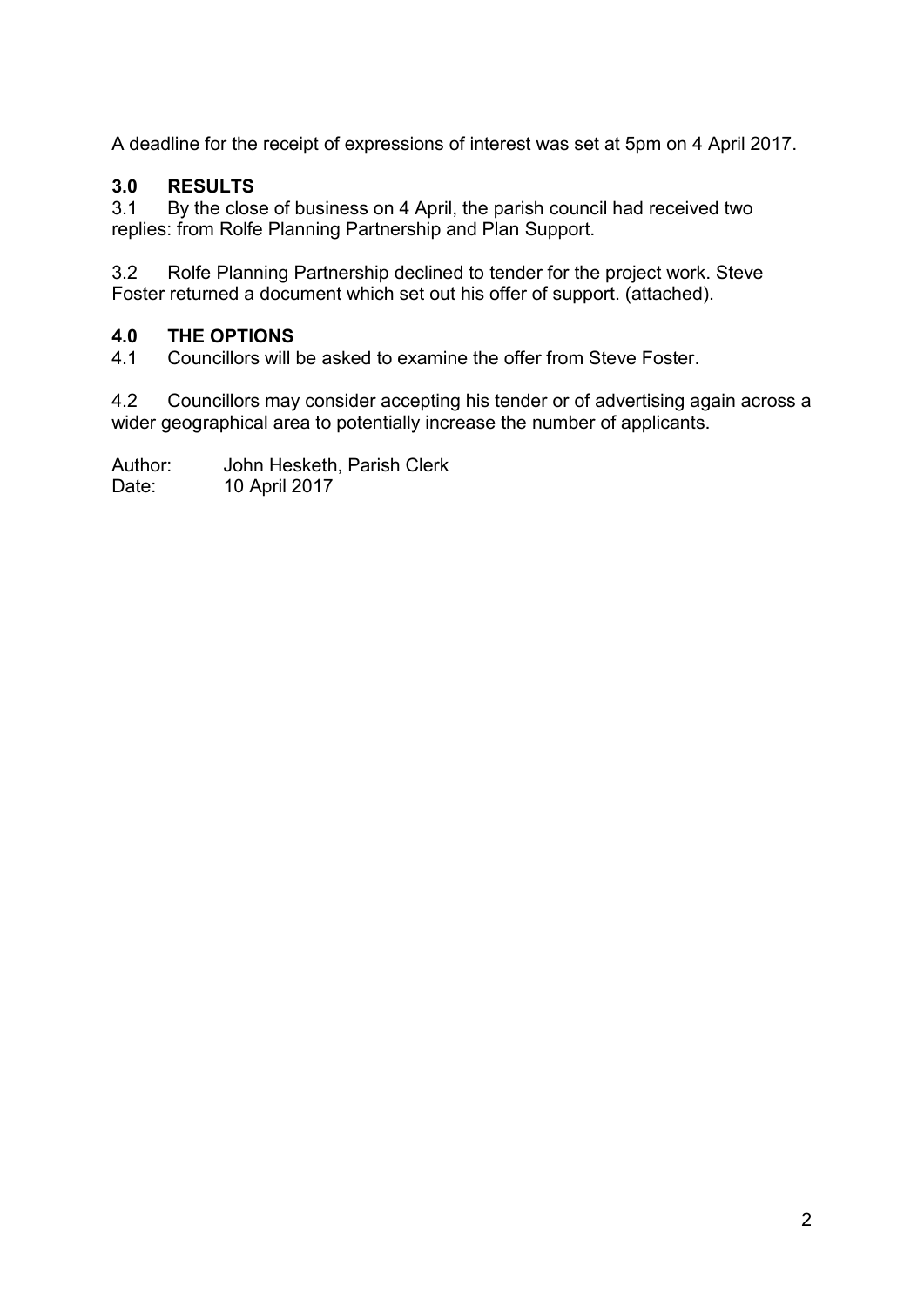A deadline for the receipt of expressions of interest was set at 5pm on 4 April 2017.

## 3.0 RESULTS

3.1 By the close of business on 4 April, the parish council had received two replies: from Rolfe Planning Partnership and Plan Support.

3.2 Rolfe Planning Partnership declined to tender for the project work. Steve Foster returned a document which set out his offer of support. (attached).

## 4.0 THE OPTIONS

4.1 Councillors will be asked to examine the offer from Steve Foster.

4.2 Councillors may consider accepting his tender or of advertising again across a wider geographical area to potentially increase the number of applicants.

Author: John Hesketh, Parish Clerk
Date: 10 April 2017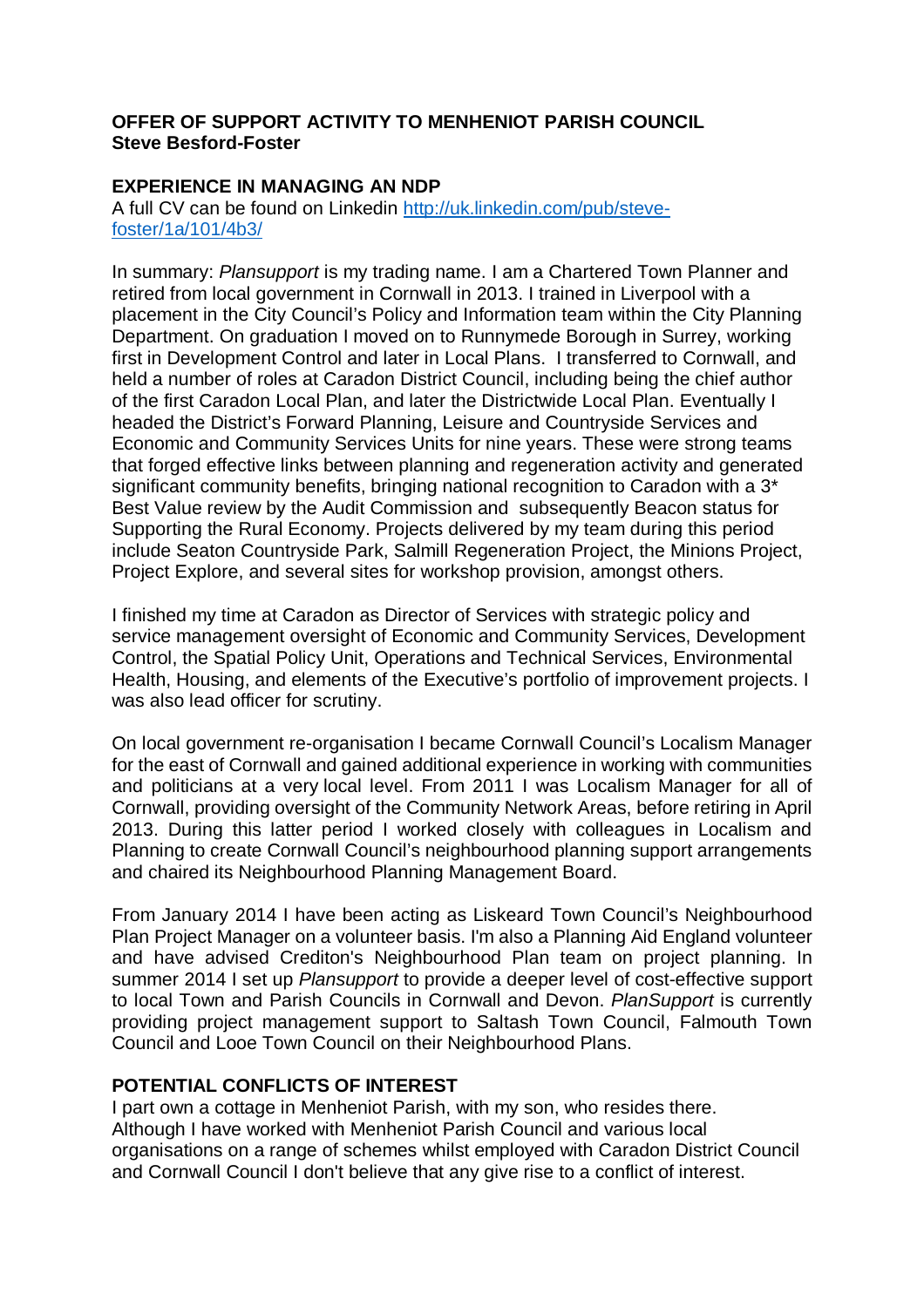**OFFER OF SUPPORT ACTIVITY TO MENHENIOT PARISH COUNCIL**
**Steve Besford-Foster**

## EXPERIENCE IN MANAGING AN NDP

A full CV can be found on Linkedin [http://uk.linkedin.com/pub/steve-foster/1a/101/4b3/](http://uk.linkedin.com/pub/steve-foster/1a/101/4b3/)

In summary: *Plansupport* is my trading name. I am a Chartered Town Planner and retired from local government in Cornwall in 2013. I trained in Liverpool with a placement in the City Council's Policy and Information team within the City Planning Department. On graduation I moved on to Runnymede Borough in Surrey, working first in Development Control and later in Local Plans. I transferred to Cornwall, and held a number of roles at Caradon District Council, including being the chief author of the first Caradon Local Plan, and later the Districtwide Local Plan. Eventually I headed the District's Forward Planning, Leisure and Countryside Services and Economic and Community Services Units for nine years. These were strong teams that forged effective links between planning and regeneration activity and generated significant community benefits, bringing national recognition to Caradon with a 3* Best Value review by the Audit Commission and subsequently Beacon status for Supporting the Rural Economy. Projects delivered by my team during this period include Seaton Countryside Park, Salmill Regeneration Project, the Minions Project, Project Explore, and several sites for workshop provision, amongst others.

I finished my time at Caradon as Director of Services with strategic policy and service management oversight of Economic and Community Services, Development Control, the Spatial Policy Unit, Operations and Technical Services, Environmental Health, Housing, and elements of the Executive's portfolio of improvement projects. I was also lead officer for scrutiny.

On local government re-organisation I became Cornwall Council's Localism Manager for the east of Cornwall and gained additional experience in working with communities and politicians at a very local level. From 2011 I was Localism Manager for all of Cornwall, providing oversight of the Community Network Areas, before retiring in April 2013. During this latter period I worked closely with colleagues in Localism and Planning to create Cornwall Council's neighbourhood planning support arrangements and chaired its Neighbourhood Planning Management Board.

From January 2014 I have been acting as Liskeard Town Council's Neighbourhood Plan Project Manager on a volunteer basis. I'm also a Planning Aid England volunteer and have advised Crediton's Neighbourhood Plan team on project planning. In summer 2014 I set up *Plansupport* to provide a deeper level of cost-effective support to local Town and Parish Councils in Cornwall and Devon. *PlanSupport* is currently providing project management support to Saltash Town Council, Falmouth Town Council and Looe Town Council on their Neighbourhood Plans.

## POTENTIAL CONFLICTS OF INTEREST

I part own a cottage in Menheniot Parish, with my son, who resides there. Although I have worked with Menheniot Parish Council and various local organisations on a range of schemes whilst employed with Caradon District Council and Cornwall Council I don't believe that any give rise to a conflict of interest.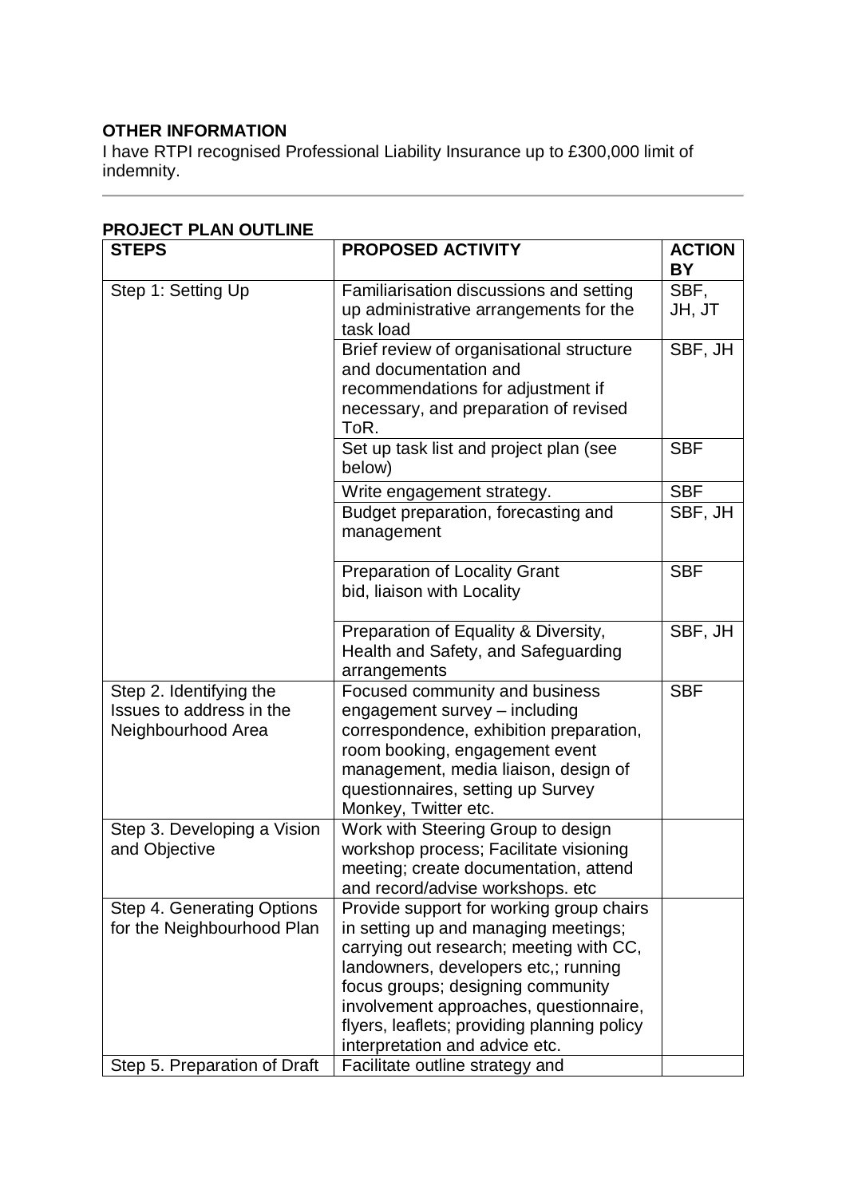**OTHER INFORMATION**

I have RTPI recognised Professional Liability Insurance up to £300,000 limit of indemnity.

---

**PROJECT PLAN OUTLINE**

| STEPS | PROPOSED ACTIVITY | ACTION BY |
|---|---|---|
| Step 1: Setting Up | Familiarisation discussions and setting up administrative arrangements for the task load | SBF, JH, JT |
| | Brief review of organisational structure and documentation and recommendations for adjustment if necessary, and preparation of revised ToR. | SBF, JH |
| | Set up task list and project plan (see below) | SBF |
| | Write engagement strategy. | SBF |
| | Budget preparation, forecasting and management | SBF, JH |
| | Preparation of Locality Grant bid, liaison with Locality | SBF |
| | Preparation of Equality & Diversity, Health and Safety, and Safeguarding arrangements | SBF, JH |
| Step 2. Identifying the Issues to address in the Neighbourhood Area | Focused community and business engagement survey – including correspondence, exhibition preparation, room booking, engagement event management, media liaison, design of questionnaires, setting up Survey Monkey, Twitter etc. | SBF |
| Step 3. Developing a Vision and Objective | Work with Steering Group to design workshop process; Facilitate visioning meeting; create documentation, attend and record/advise workshops. etc | |
| Step 4. Generating Options for the Neighbourhood Plan | Provide support for working group chairs in setting up and managing meetings; carrying out research; meeting with CC, landowners, developers etc,; running focus groups; designing community involvement approaches, questionnaire, flyers, leaflets; providing planning policy interpretation and advice etc. | |
| Step 5. Preparation of Draft | Facilitate outline strategy and | |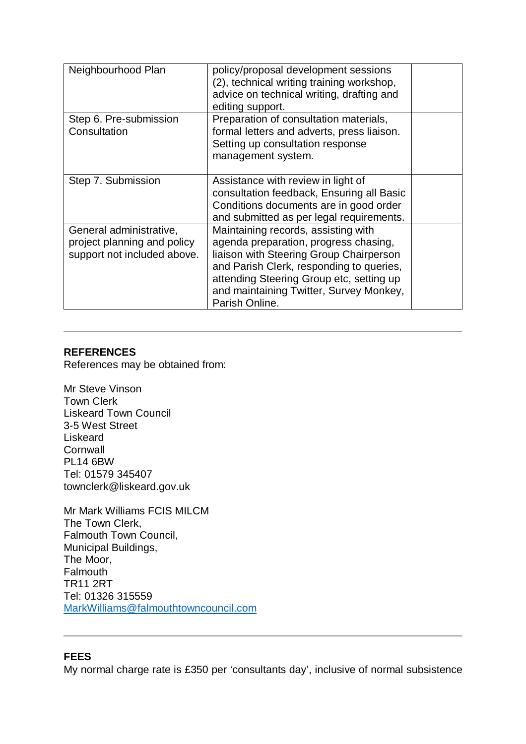| | | |
|---|---|---|
| Neighbourhood Plan | policy/proposal development sessions (2), technical writing training workshop, advice on technical writing, drafting and editing support. | |
| Step 6. Pre-submission Consultation | Preparation of consultation materials, formal letters and adverts, press liaison. Setting up consultation response management system. | |
| Step 7. Submission | Assistance with review in light of consultation feedback, Ensuring all Basic Conditions documents are in good order and submitted as per legal requirements. | |
| General administrative, project planning and policy support not included above. | Maintaining records, assisting with agenda preparation, progress chasing, liaison with Steering Group Chairperson and Parish Clerk, responding to queries, attending Steering Group etc, setting up and maintaining Twitter, Survey Monkey, Parish Online. | |

---

**REFERENCES**

References may be obtained from:

Mr Steve Vinson
Town Clerk
Liskeard Town Council
3-5 West Street
Liskeard
Cornwall
PL14 6BW
Tel: 01579 345407
townclerk@liskeard.gov.uk

Mr Mark Williams FCIS MILCM
The Town Clerk,
Falmouth Town Council,
Municipal Buildings,
The Moor,
Falmouth
TR11 2RT
Tel: 01326 315559
MarkWilliams@falmouthtowncouncil.com

---

**FEES**

My normal charge rate is £350 per 'consultants day', inclusive of normal subsistence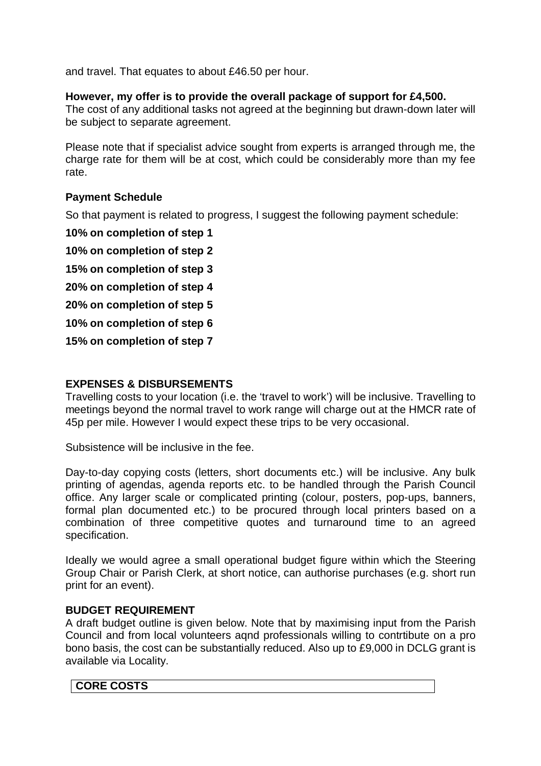and travel. That equates to about £46.50 per hour.

**However, my offer is to provide the overall package of support for £4,500.**
The cost of any additional tasks not agreed at the beginning but drawn-down later will be subject to separate agreement.

Please note that if specialist advice sought from experts is arranged through me, the charge rate for them will be at cost, which could be considerably more than my fee rate.

### Payment Schedule

So that payment is related to progress, I suggest the following payment schedule:

**10% on completion of step 1**

**10% on completion of step 2**

**15% on completion of step 3**

**20% on completion of step 4**

**20% on completion of step 5**

**10% on completion of step 6**

**15% on completion of step 7**

## EXPENSES & DISBURSEMENTS

Travelling costs to your location (i.e. the 'travel to work') will be inclusive. Travelling to meetings beyond the normal travel to work range will charge out at the HMCR rate of 45p per mile. However I would expect these trips to be very occasional.

Subsistence will be inclusive in the fee.

Day-to-day copying costs (letters, short documents etc.) will be inclusive. Any bulk printing of agendas, agenda reports etc. to be handled through the Parish Council office. Any larger scale or complicated printing (colour, posters, pop-ups, banners, formal plan documented etc.) to be procured through local printers based on a combination of three competitive quotes and turnaround time to an agreed specification.

Ideally we would agree a small operational budget figure within which the Steering Group Chair or Parish Clerk, at short notice, can authorise purchases (e.g. short run print for an event).

## BUDGET REQUIREMENT

A draft budget outline is given below. Note that by maximising input from the Parish Council and from local volunteers aqnd professionals willing to contrtibute on a pro bono basis, the cost can be substantially reduced. Also up to £9,000 in DCLG grant is available via Locality.

| **CORE COSTS** |
| --- |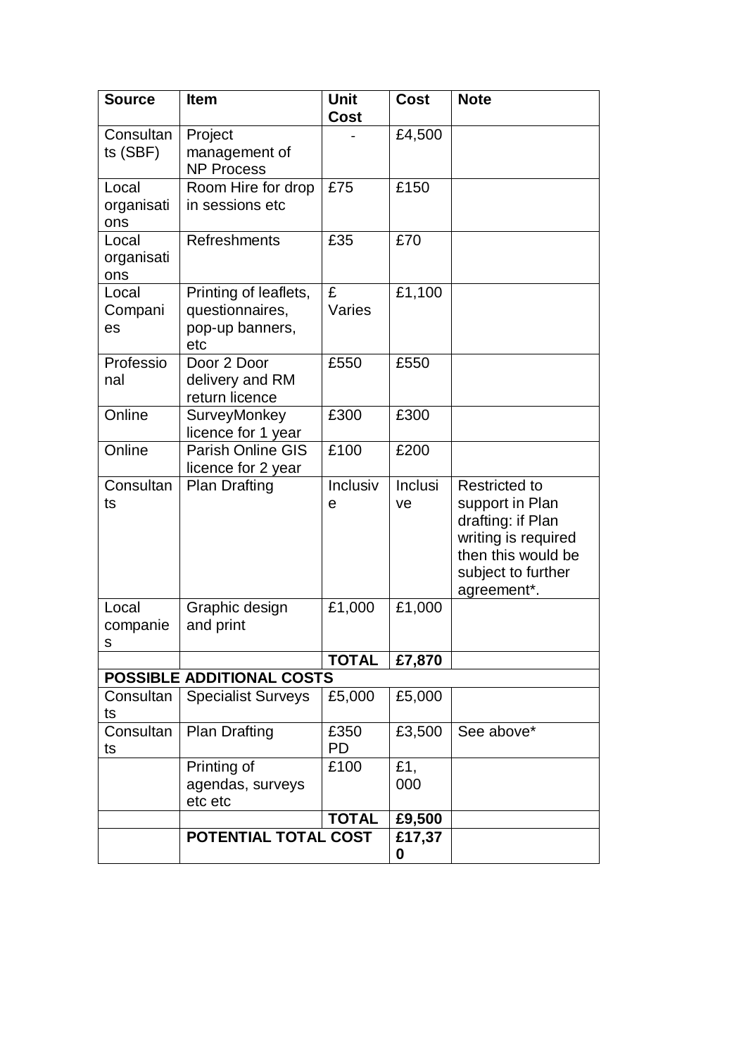| Source | Item | Unit Cost | Cost | Note |
|---|---|---|---|---|
| Consultants (SBF) | Project management of NP Process | - | £4,500 | |
| Local organisations | Room Hire for drop in sessions etc | £75 | £150 | |
| Local organisations | Refreshments | £35 | £70 | |
| Local Companies | Printing of leaflets, questionnaires, pop-up banners, etc | £ Varies | £1,100 | |
| Professional | Door 2 Door delivery and RM return licence | £550 | £550 | |
| Online | SurveyMonkey licence for 1 year | £300 | £300 | |
| Online | Parish Online GIS licence for 2 year | £100 | £200 | |
| Consultants | Plan Drafting | Inclusive | Inclusive | Restricted to support in Plan drafting: if Plan writing is required then this would be subject to further agreement*. |
| Local companies | Graphic design and print | £1,000 | £1,000 | |
| | | **TOTAL** | **£7,870** | |
| **POSSIBLE ADDITIONAL COSTS** | | | | |
| Consultants | Specialist Surveys | £5,000 | £5,000 | |
| Consultants | Plan Drafting | £350 PD | £3,500 | See above* |
| | Printing of agendas, surveys etc etc | £100 | £1,000 | |
| | | **TOTAL** | **£9,500** | |
| | **POTENTIAL TOTAL COST** | | **£17,370** | |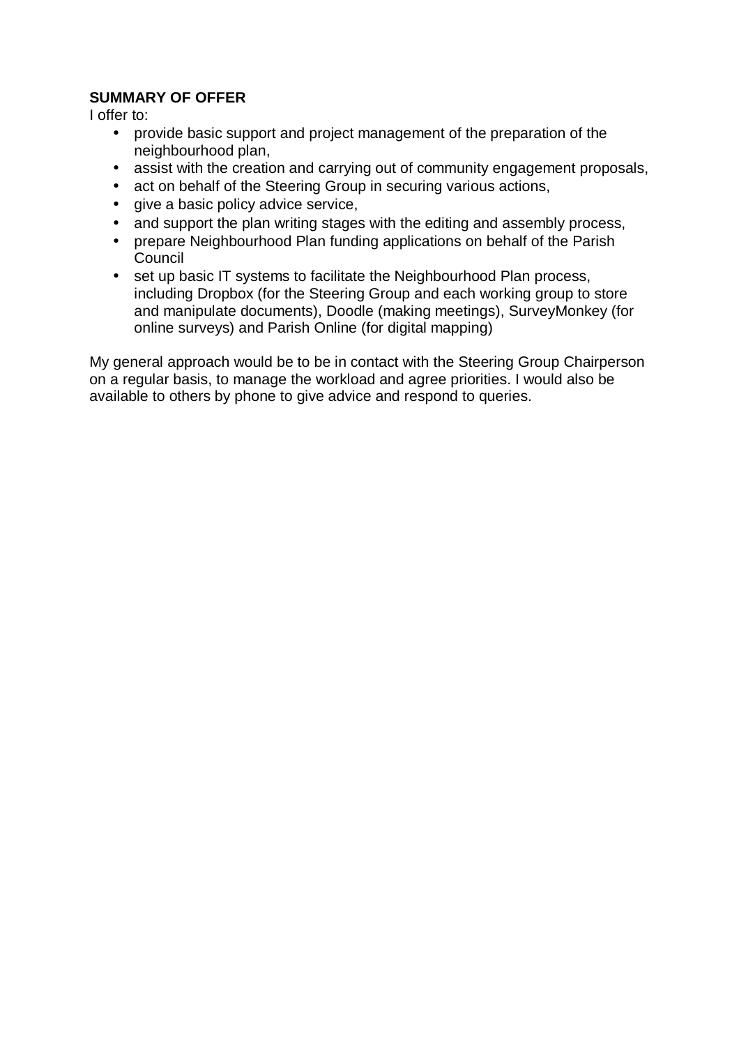**SUMMARY OF OFFER**

I offer to:

- provide basic support and project management of the preparation of the neighbourhood plan,
- assist with the creation and carrying out of community engagement proposals,
- act on behalf of the Steering Group in securing various actions,
- give a basic policy advice service,
- and support the plan writing stages with the editing and assembly process,
- prepare Neighbourhood Plan funding applications on behalf of the Parish Council
- set up basic IT systems to facilitate the Neighbourhood Plan process, including Dropbox (for the Steering Group and each working group to store and manipulate documents), Doodle (making meetings), SurveyMonkey (for online surveys) and Parish Online (for digital mapping)

My general approach would be to be in contact with the Steering Group Chairperson on a regular basis, to manage the workload and agree priorities. I would also be available to others by phone to give advice and respond to queries.